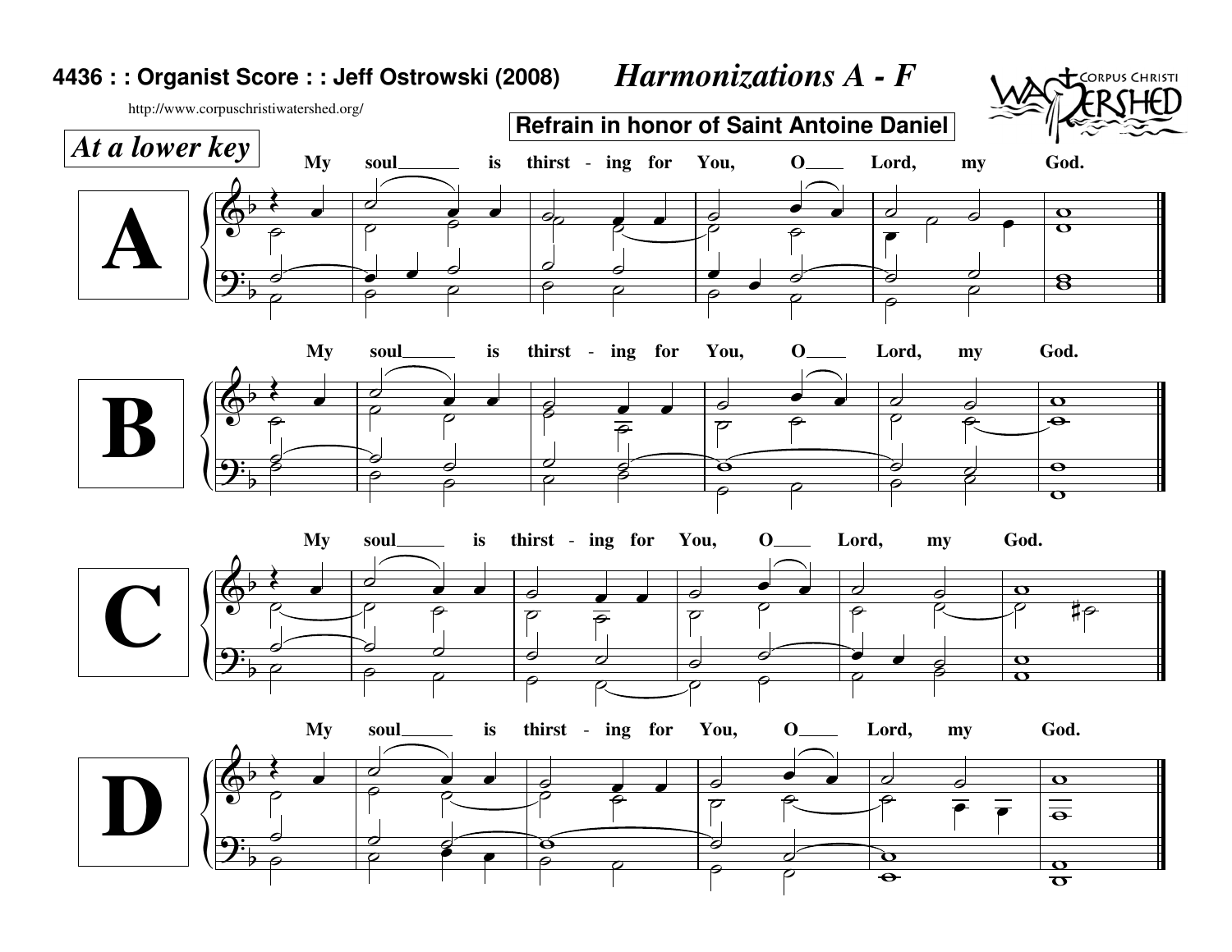**4436 : : Organist Score : : Jeff Ostrowski (2008)**

http://www.corpuschristiwatershed.org/

# *Harmonizations A - F*

CORPUS CHRISTI WATERSHED

**Refrain in honor of Saint Antoine Daniel**

*At a lower key*

## A

My soul___ is thirst - ing for You, O___ Lord, my God.

## B

My soul___ is thirst - ing for You, O___ Lord, my God.

## C

My soul___ is thirst - ing for You, O___ Lord, my God.

## D

My soul___ is thirst - ing for You, O___ Lord, my God.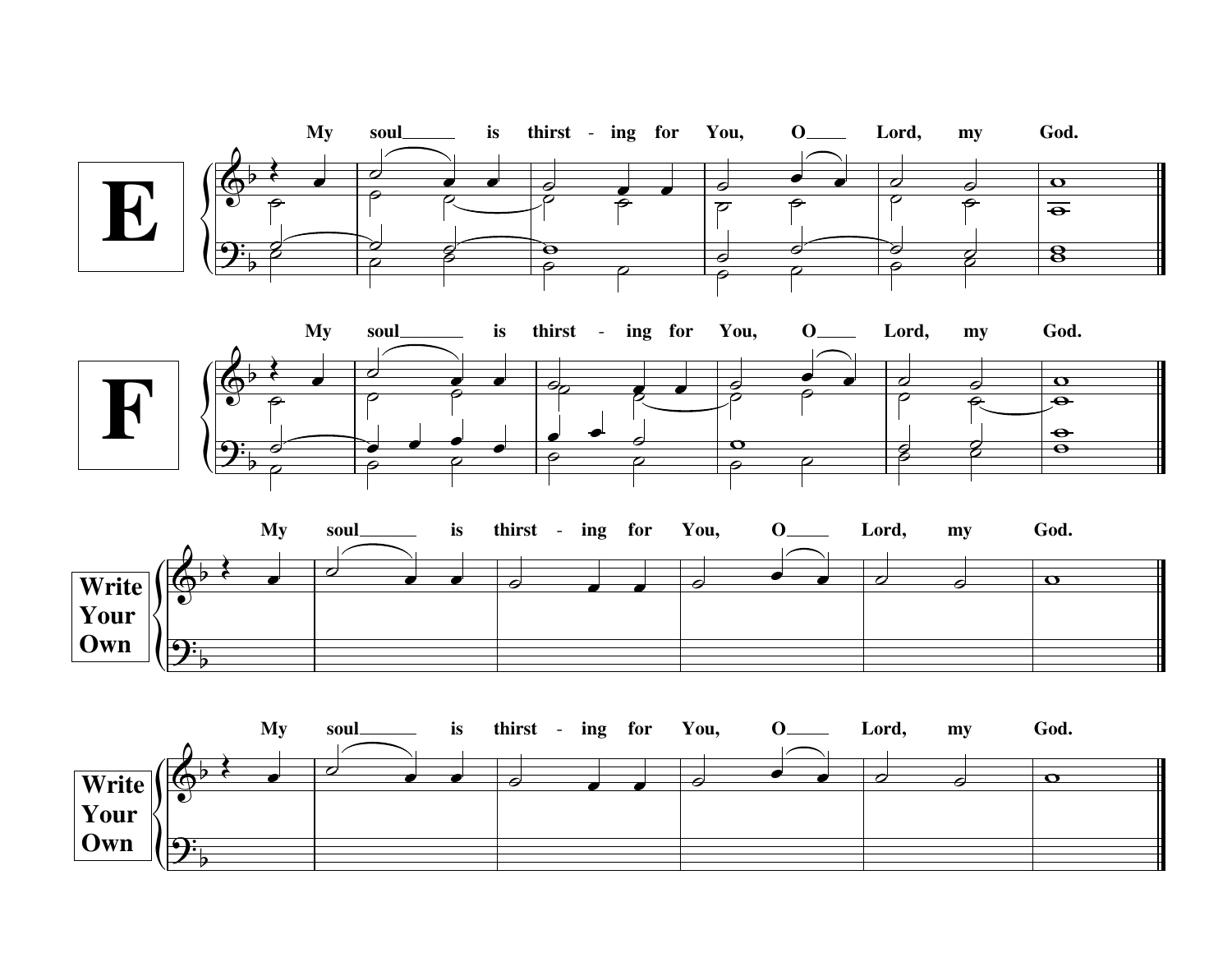**E**

My soul___ is thirst - ing for You, O___ Lord, my God.

**F**

My soul___ is thirst - ing for You, O___ Lord, my God.

**Write Your Own**

My soul___ is thirst - ing for You, O___ Lord, my God.

**Write Your Own**

My soul___ is thirst - ing for You, O___ Lord, my God.